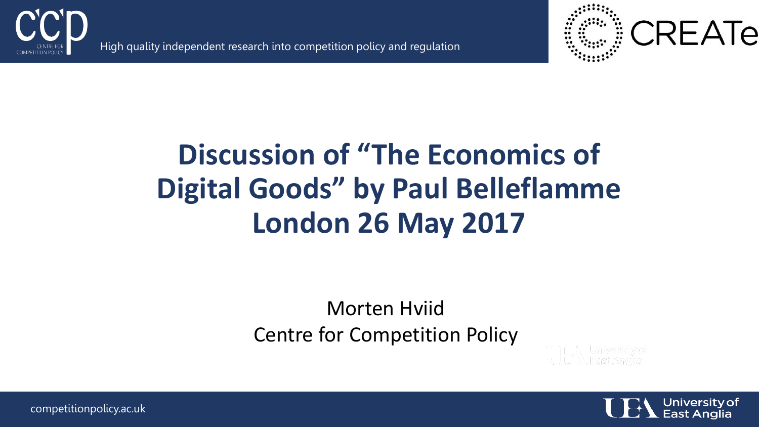# Discussion of “The Economics of Digital Goods” by Paul Belleflamme London 26 May 2017

Morten Hviid
Centre for Competition Policy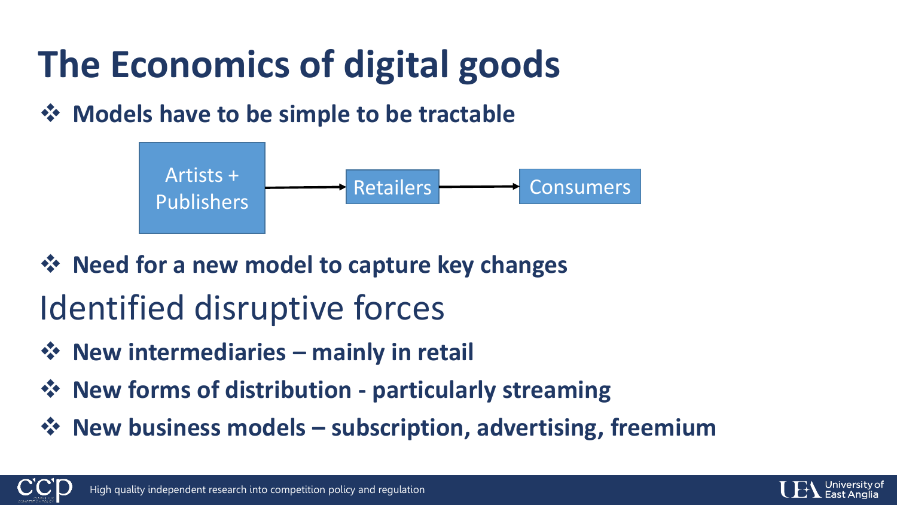# The Economics of digital goods

- **Models have to be simple to be tractable**

Artists + Publishers → Retailers → Consumers

- **Need for a new model to capture key changes**

## Identified disruptive forces

- **New intermediaries – mainly in retail**
- **New forms of distribution - particularly streaming**
- **New business models – subscription, advertising, freemium**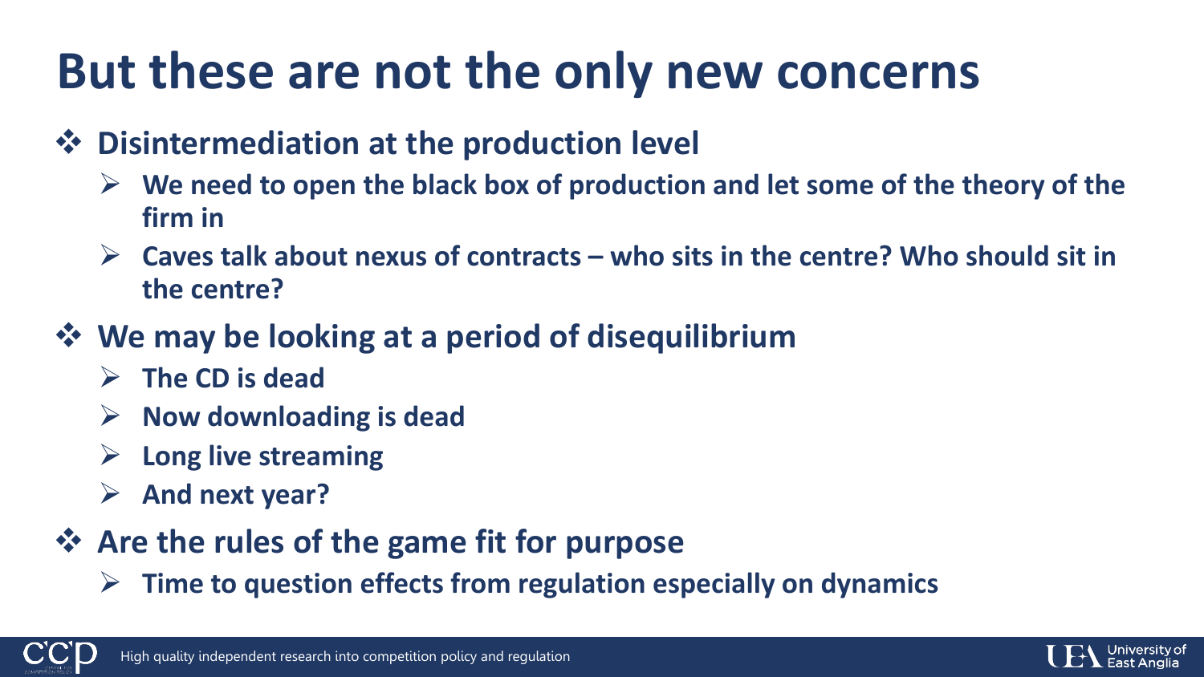# But these are not the only new concerns

- **Disintermediation at the production level**
  - **We need to open the black box of production and let some of the theory of the firm in**
  - **Caves talk about nexus of contracts – who sits in the centre? Who should sit in the centre?**
- **We may be looking at a period of disequilibrium**
  - **The CD is dead**
  - **Now downloading is dead**
  - **Long live streaming**
  - **And next year?**
- **Are the rules of the game fit for purpose**
  - **Time to question effects from regulation especially on dynamics**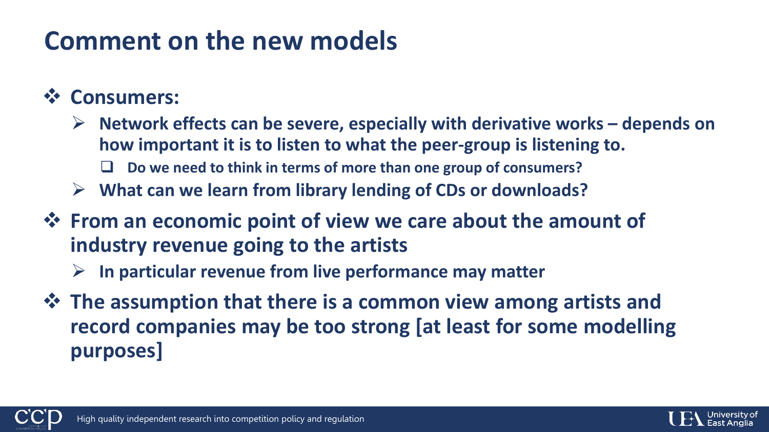# Comment on the new models

- **Consumers:**
  - **Network effects can be severe, especially with derivative works – depends on how important it is to listen to what the peer-group is listening to.**
    - **Do we need to think in terms of more than one group of consumers?**
  - **What can we learn from library lending of CDs or downloads?**
- **From an economic point of view we care about the amount of industry revenue going to the artists**
  - **In particular revenue from live performance may matter**
- **The assumption that there is a common view among artists and record companies may be too strong [at least for some modelling purposes]**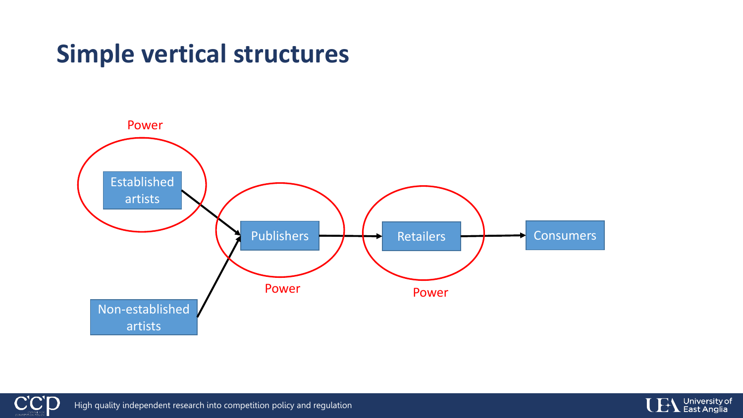# Simple vertical structures

Power

Established artists

Publishers

Retailers

Consumers

Power

Power

Non-established artists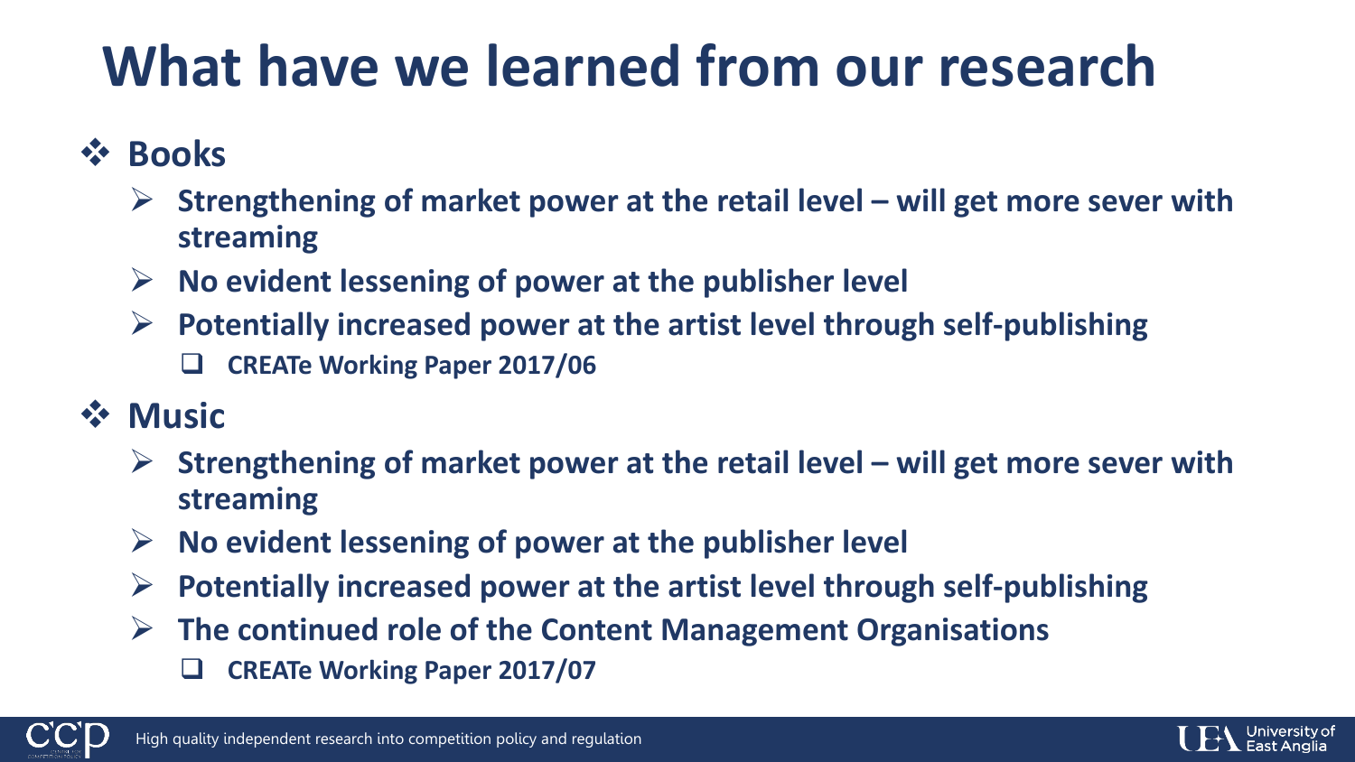# What have we learned from our research

- **Books**
  - **Strengthening of market power at the retail level – will get more sever with streaming**
  - **No evident lessening of power at the publisher level**
  - **Potentially increased power at the artist level through self-publishing**
    - **CREATe Working Paper 2017/06**
- **Music**
  - **Strengthening of market power at the retail level – will get more sever with streaming**
  - **No evident lessening of power at the publisher level**
  - **Potentially increased power at the artist level through self-publishing**
  - **The continued role of the Content Management Organisations**
    - **CREATe Working Paper 2017/07**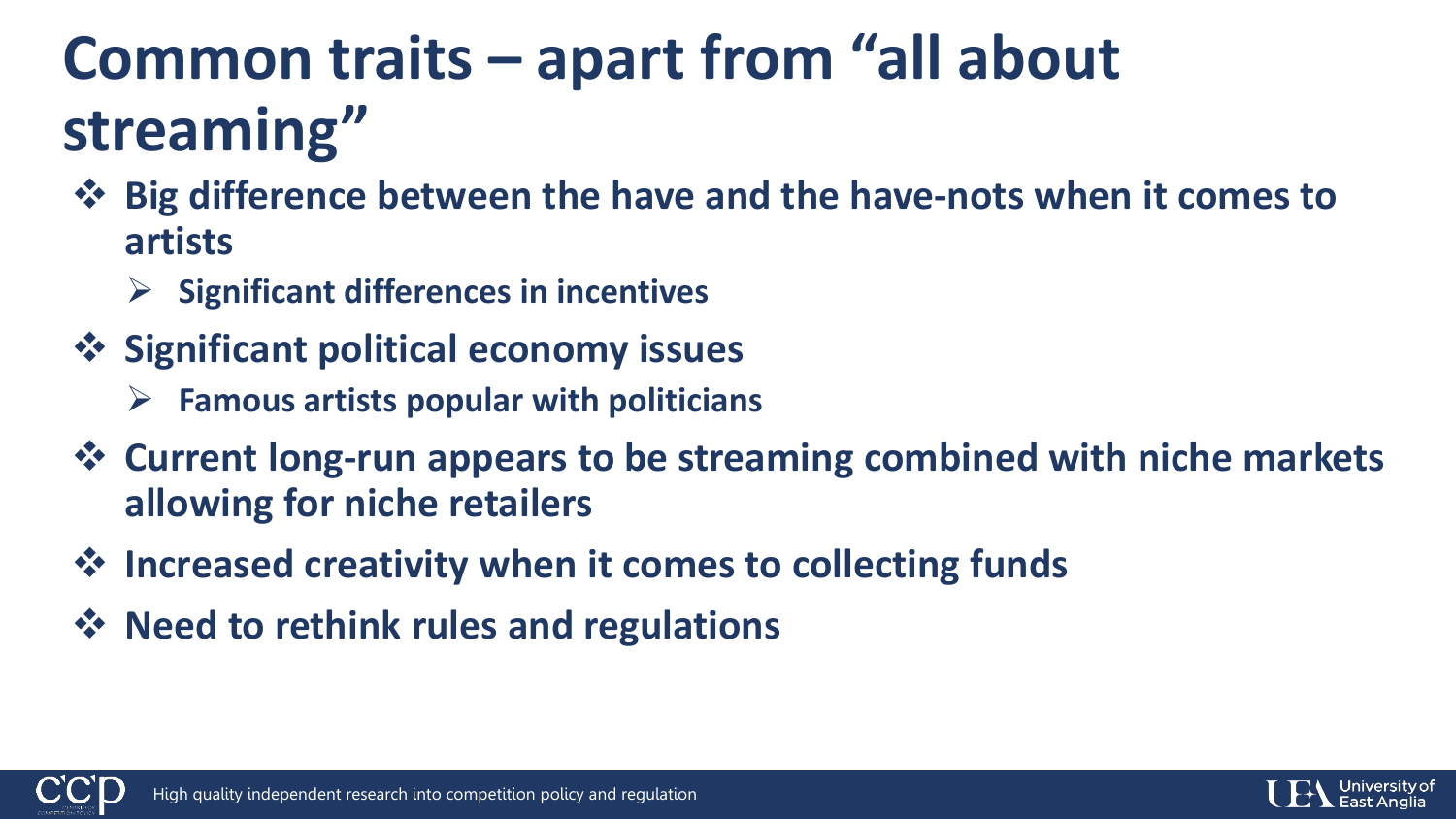# Common traits – apart from "all about streaming"

- **Big difference between the have and the have-nots when it comes to artists**
  - **Significant differences in incentives**
- **Significant political economy issues**
  - **Famous artists popular with politicians**
- **Current long-run appears to be streaming combined with niche markets allowing for niche retailers**
- **Increased creativity when it comes to collecting funds**
- **Need to rethink rules and regulations**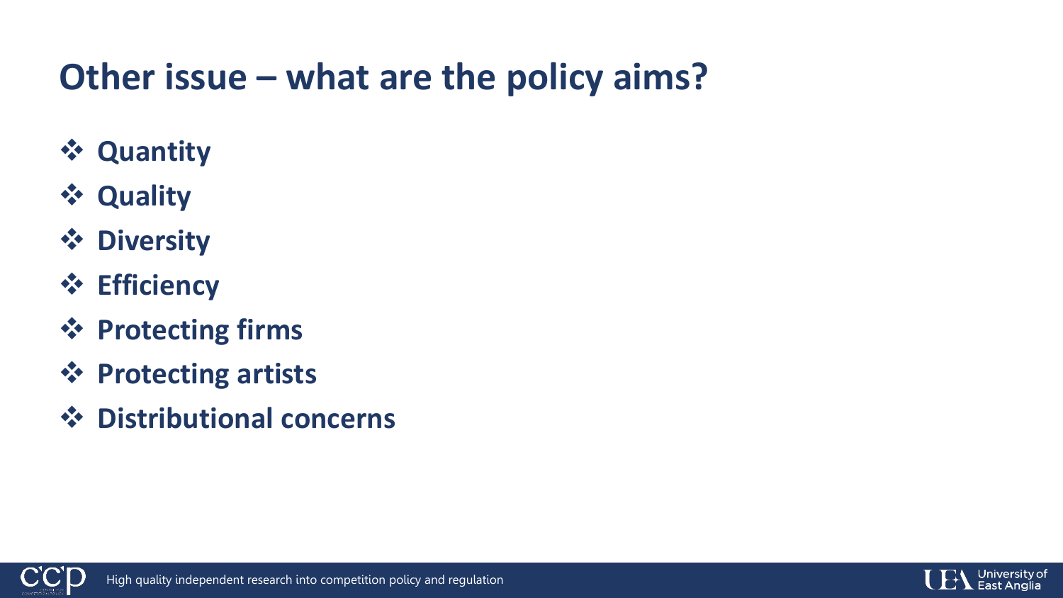# Other issue – what are the policy aims?

- Quantity
- Quality
- Diversity
- Efficiency
- Protecting firms
- Protecting artists
- Distributional concerns